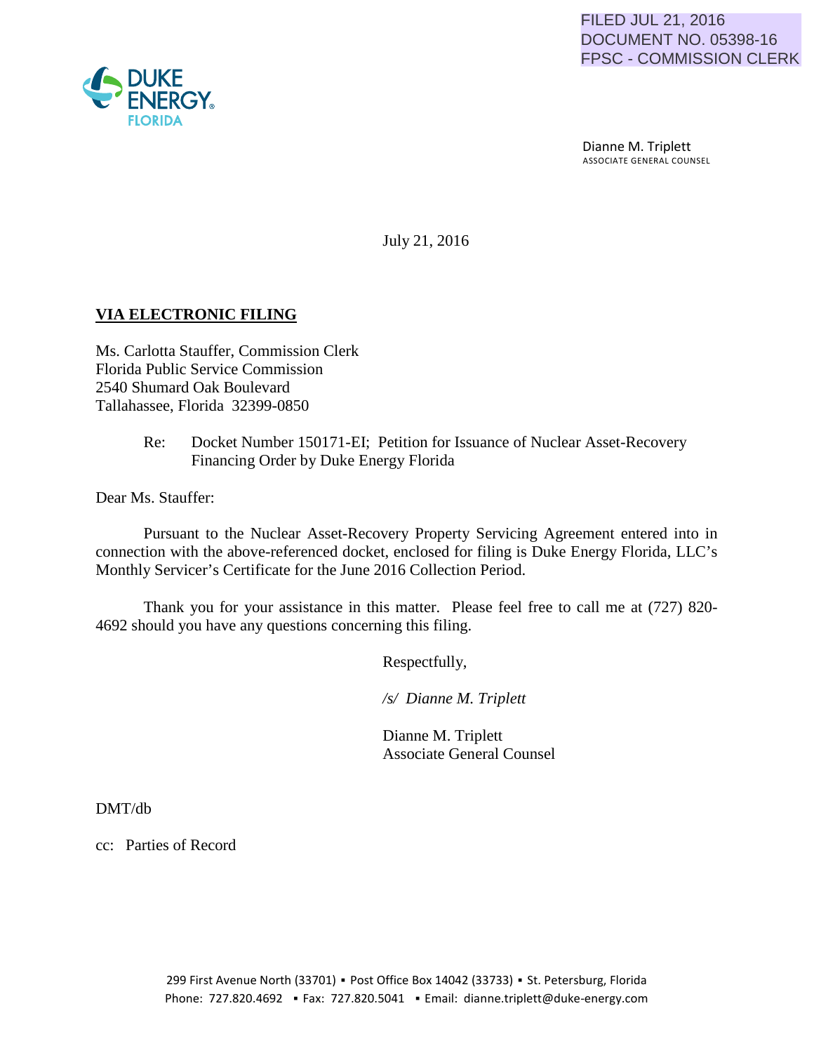FILED JUL 21, 2016
DOCUMENT NO. 05398-16
FPSC - COMMISSION CLERK

DUKE ENERGY
FLORIDA

Dianne M. Triplett
ASSOCIATE GENERAL COUNSEL

July 21, 2016

**VIA ELECTRONIC FILING**

Ms. Carlotta Stauffer, Commission Clerk
Florida Public Service Commission
2540 Shumard Oak Boulevard
Tallahassee, Florida 32399-0850

Re: Docket Number 150171-EI; Petition for Issuance of Nuclear Asset-Recovery Financing Order by Duke Energy Florida

Dear Ms. Stauffer:

Pursuant to the Nuclear Asset-Recovery Property Servicing Agreement entered into in connection with the above-referenced docket, enclosed for filing is Duke Energy Florida, LLC's Monthly Servicer's Certificate for the June 2016 Collection Period.

Thank you for your assistance in this matter. Please feel free to call me at (727) 820-4692 should you have any questions concerning this filing.

Respectfully,

*/s/ Dianne M. Triplett*

Dianne M. Triplett
Associate General Counsel

DMT/db

cc: Parties of Record

299 First Avenue North (33701) ▪ Post Office Box 14042 (33733) ▪ St. Petersburg, Florida
Phone: 727.820.4692 ▪ Fax: 727.820.5041 ▪ Email: dianne.triplett@duke-energy.com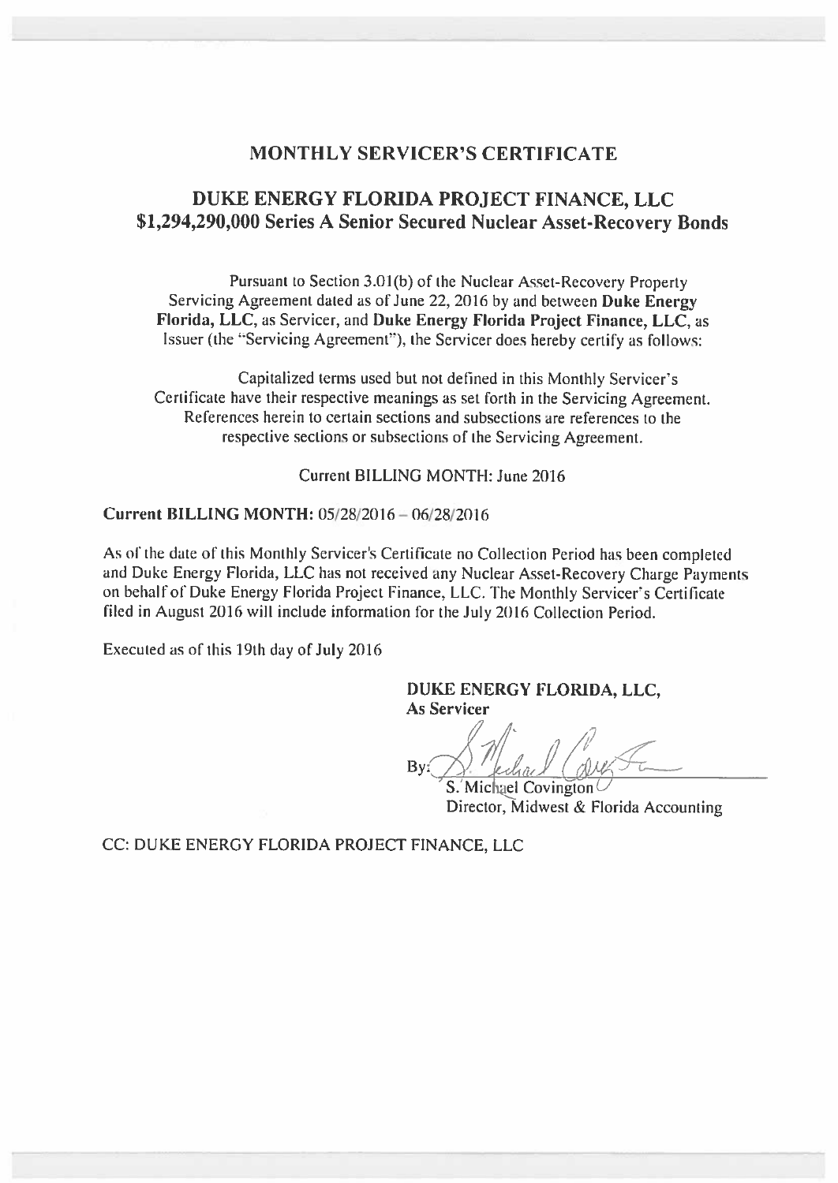## MONTHLY SERVICER'S CERTIFICATE

## DUKE ENERGY FLORIDA PROJECT FINANCE, LLC
## $1,294,290,000 Series A Senior Secured Nuclear Asset-Recovery Bonds

Pursuant to Section 3.01(b) of the Nuclear Asset-Recovery Property Servicing Agreement dated as of June 22, 2016 by and between **Duke Energy Florida, LLC**, as Servicer, and **Duke Energy Florida Project Finance, LLC**, as Issuer (the "Servicing Agreement"), the Servicer does hereby certify as follows:

Capitalized terms used but not defined in this Monthly Servicer's Certificate have their respective meanings as set forth in the Servicing Agreement. References herein to certain sections and subsections are references to the respective sections or subsections of the Servicing Agreement.

Current BILLING MONTH: June 2016

**Current BILLING MONTH:** 05/28/2016 – 06/28/2016

As of the date of this Monthly Servicer's Certificate no Collection Period has been completed and Duke Energy Florida, LLC has not received any Nuclear Asset-Recovery Charge Payments on behalf of Duke Energy Florida Project Finance, LLC. The Monthly Servicer's Certificate filed in August 2016 will include information for the July 2016 Collection Period.

Executed as of this 19th day of July 2016

**DUKE ENERGY FLORIDA, LLC,**
**As Servicer**

By: ______________________
S. Michael Covington
Director, Midwest & Florida Accounting

CC: DUKE ENERGY FLORIDA PROJECT FINANCE, LLC